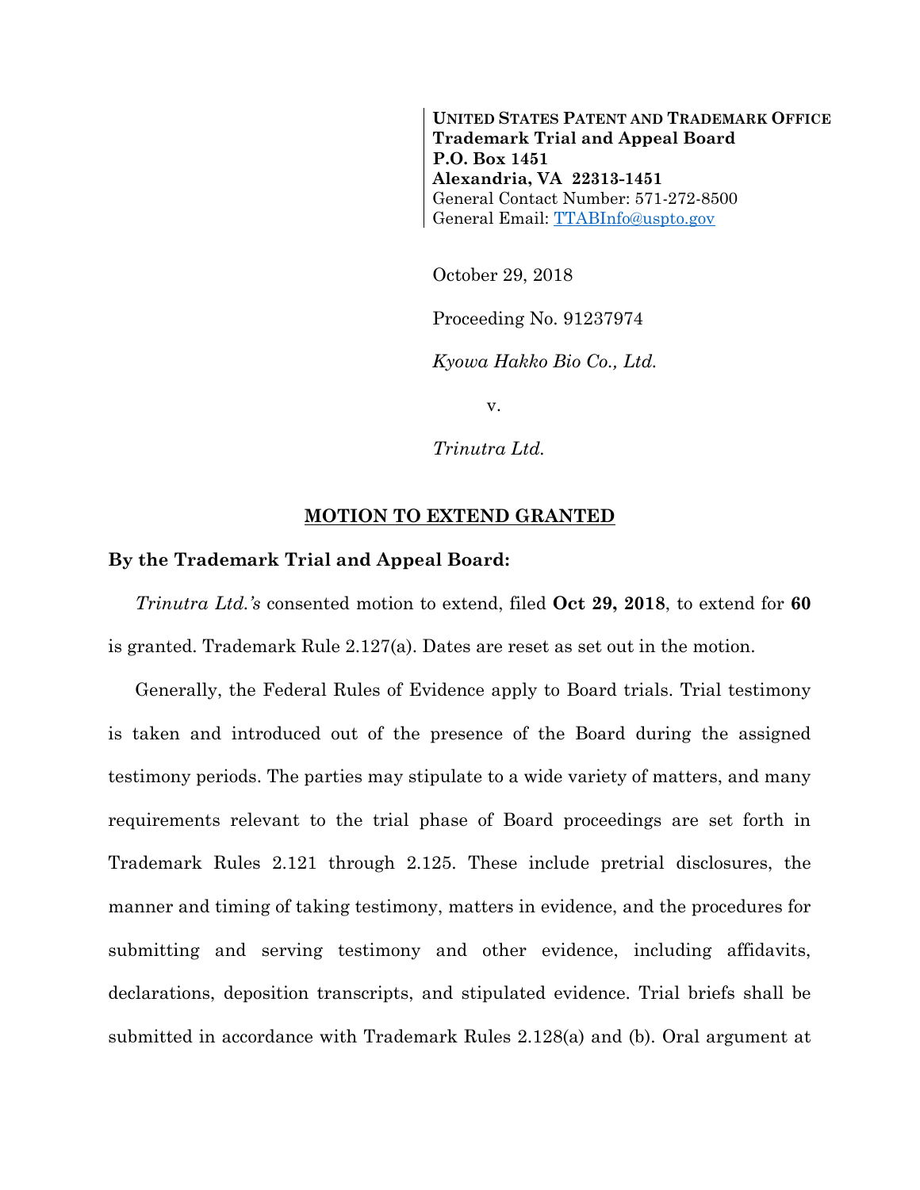**UNITED STATES PATENT AND TRADEMARK OFFICE**
**Trademark Trial and Appeal Board**
**P.O. Box 1451**
**Alexandria, VA 22313-1451**
General Contact Number: 571-272-8500
General Email: TTABInfo@uspto.gov

October 29, 2018

Proceeding No. 91237974

*Kyowa Hakko Bio Co., Ltd.*

v.

*Trinutra Ltd.*

**MOTION TO EXTEND GRANTED**

**By the Trademark Trial and Appeal Board:**

*Trinutra Ltd.'s* consented motion to extend, filed **Oct 29, 2018**, to extend for **60** is granted. Trademark Rule 2.127(a). Dates are reset as set out in the motion.

Generally, the Federal Rules of Evidence apply to Board trials. Trial testimony is taken and introduced out of the presence of the Board during the assigned testimony periods. The parties may stipulate to a wide variety of matters, and many requirements relevant to the trial phase of Board proceedings are set forth in Trademark Rules 2.121 through 2.125. These include pretrial disclosures, the manner and timing of taking testimony, matters in evidence, and the procedures for submitting and serving testimony and other evidence, including affidavits, declarations, deposition transcripts, and stipulated evidence. Trial briefs shall be submitted in accordance with Trademark Rules 2.128(a) and (b). Oral argument at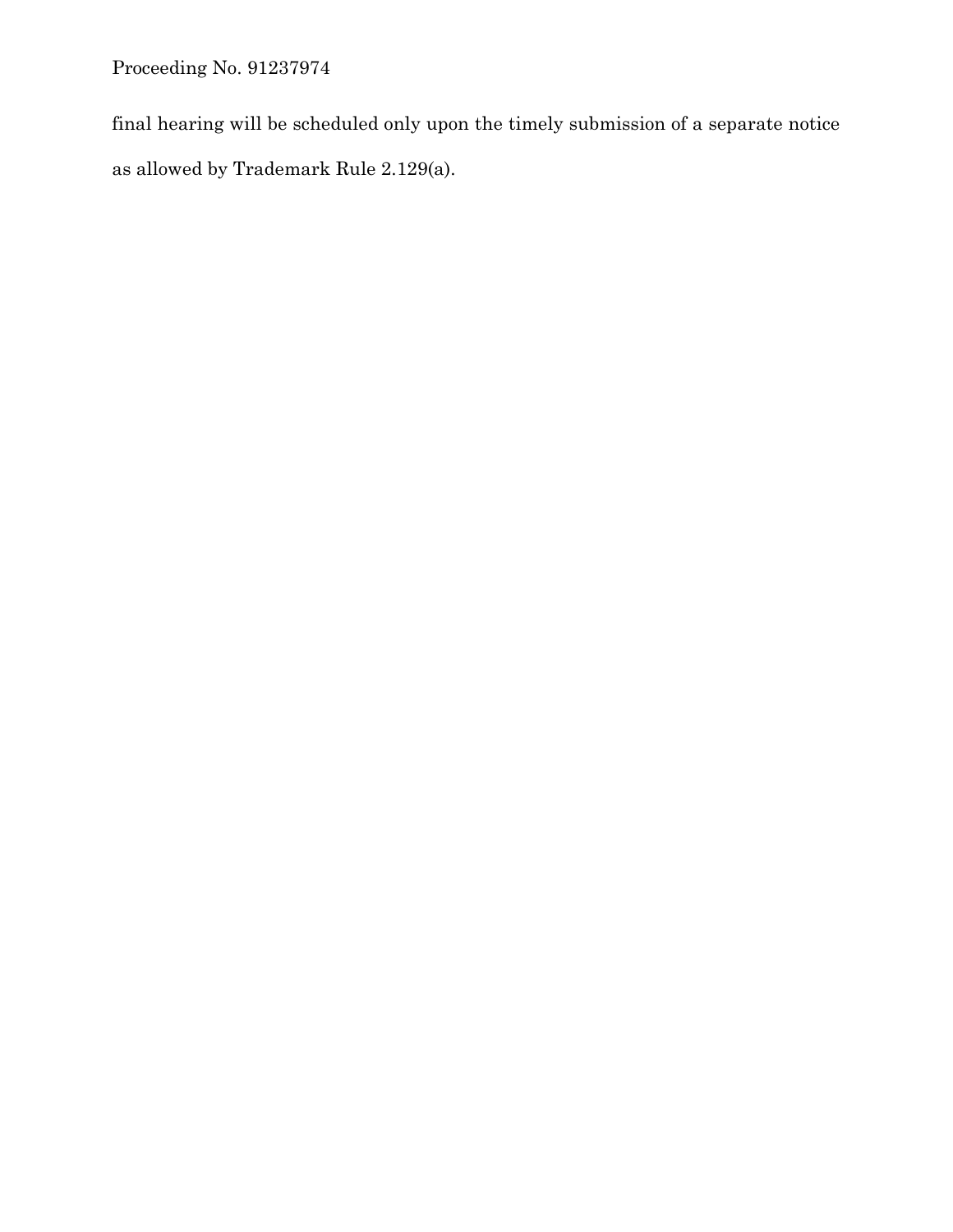final hearing will be scheduled only upon the timely submission of a separate notice as allowed by Trademark Rule 2.129(a).